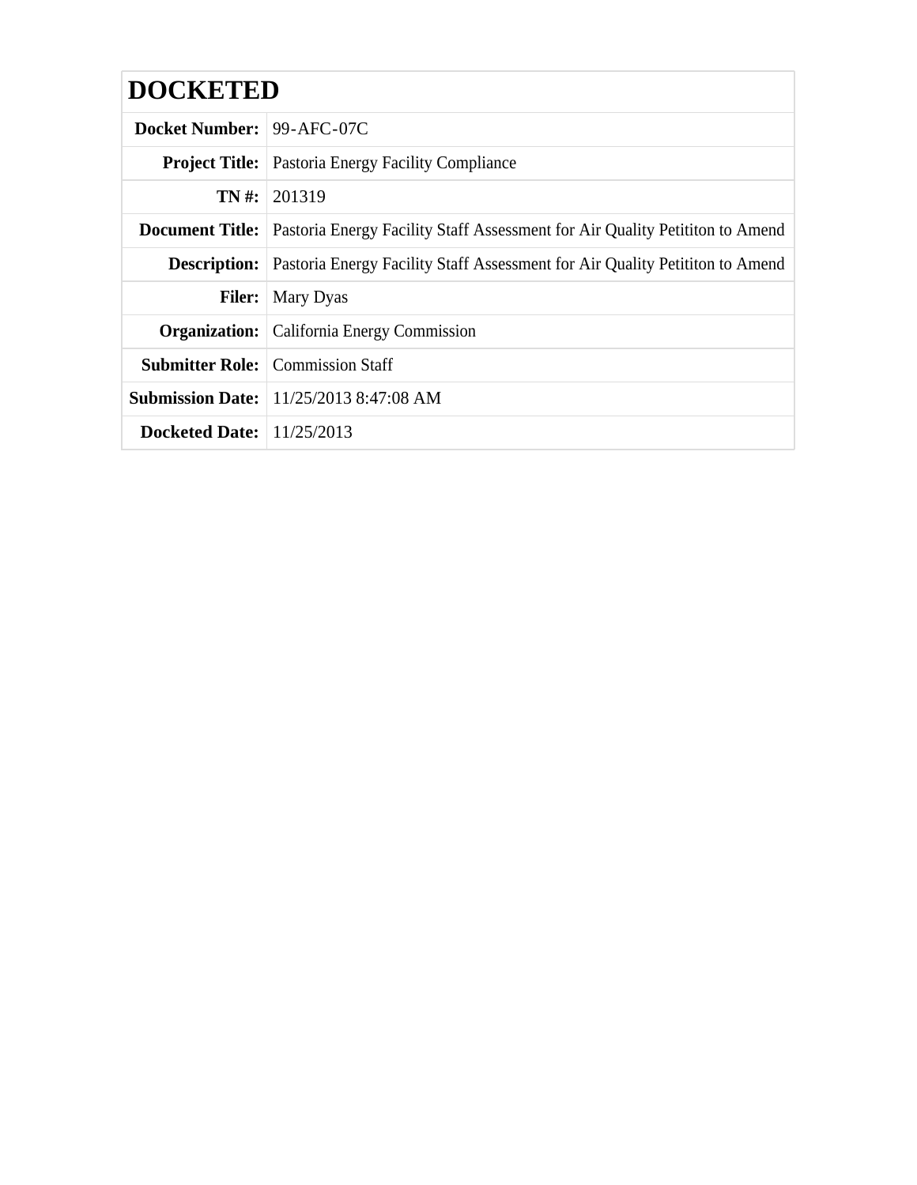# DOCKETED

| | |
|---|---|
| **Docket Number:** | 99-AFC-07C |
| **Project Title:** | Pastoria Energy Facility Compliance |
| **TN #:** | 201319 |
| **Document Title:** | Pastoria Energy Facility Staff Assessment for Air Quality Petititon to Amend |
| **Description:** | Pastoria Energy Facility Staff Assessment for Air Quality Petititon to Amend |
| **Filer:** | Mary Dyas |
| **Organization:** | California Energy Commission |
| **Submitter Role:** | Commission Staff |
| **Submission Date:** | 11/25/2013 8:47:08 AM |
| **Docketed Date:** | 11/25/2013 |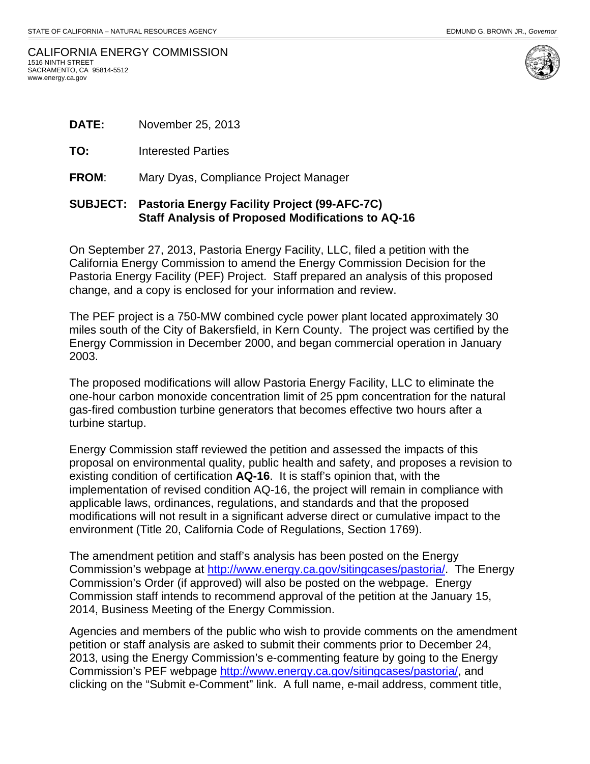STATE OF CALIFORNIA – NATURAL RESOURCES AGENCY

EDMUND G. BROWN JR., *Governor*

CALIFORNIA ENERGY COMMISSION
1516 NINTH STREET
SACRAMENTO, CA 95814-5512
www.energy.ca.gov

**DATE:** November 25, 2013

**TO:** Interested Parties

**FROM**: Mary Dyas, Compliance Project Manager

**SUBJECT: Pastoria Energy Facility Project (99-AFC-7C)**
**Staff Analysis of Proposed Modifications to AQ-16**

On September 27, 2013, Pastoria Energy Facility, LLC, filed a petition with the California Energy Commission to amend the Energy Commission Decision for the Pastoria Energy Facility (PEF) Project. Staff prepared an analysis of this proposed change, and a copy is enclosed for your information and review.

The PEF project is a 750-MW combined cycle power plant located approximately 30 miles south of the City of Bakersfield, in Kern County. The project was certified by the Energy Commission in December 2000, and began commercial operation in January 2003.

The proposed modifications will allow Pastoria Energy Facility, LLC to eliminate the one-hour carbon monoxide concentration limit of 25 ppm concentration for the natural gas-fired combustion turbine generators that becomes effective two hours after a turbine startup.

Energy Commission staff reviewed the petition and assessed the impacts of this proposal on environmental quality, public health and safety, and proposes a revision to existing condition of certification **AQ-16**. It is staff's opinion that, with the implementation of revised condition AQ-16, the project will remain in compliance with applicable laws, ordinances, regulations, and standards and that the proposed modifications will not result in a significant adverse direct or cumulative impact to the environment (Title 20, California Code of Regulations, Section 1769).

The amendment petition and staff's analysis has been posted on the Energy Commission's webpage at http://www.energy.ca.gov/sitingcases/pastoria/. The Energy Commission's Order (if approved) will also be posted on the webpage. Energy Commission staff intends to recommend approval of the petition at the January 15, 2014, Business Meeting of the Energy Commission.

Agencies and members of the public who wish to provide comments on the amendment petition or staff analysis are asked to submit their comments prior to December 24, 2013, using the Energy Commission's e-commenting feature by going to the Energy Commission's PEF webpage http://www.energy.ca.gov/sitingcases/pastoria/, and clicking on the "Submit e-Comment" link. A full name, e-mail address, comment title,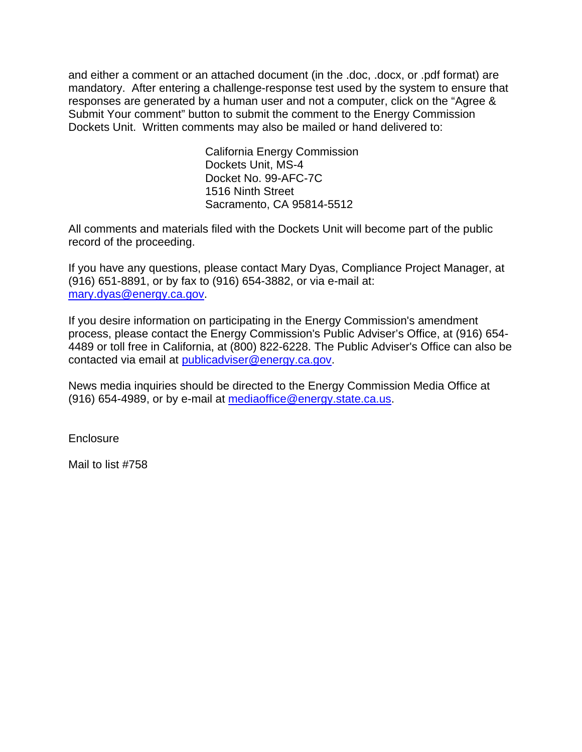and either a comment or an attached document (in the .doc, .docx, or .pdf format) are mandatory. After entering a challenge-response test used by the system to ensure that responses are generated by a human user and not a computer, click on the "Agree & Submit Your comment" button to submit the comment to the Energy Commission Dockets Unit. Written comments may also be mailed or hand delivered to:

California Energy Commission
Dockets Unit, MS-4
Docket No. 99-AFC-7C
1516 Ninth Street
Sacramento, CA 95814-5512

All comments and materials filed with the Dockets Unit will become part of the public record of the proceeding.

If you have any questions, please contact Mary Dyas, Compliance Project Manager, at (916) 651-8891, or by fax to (916) 654-3882, or via e-mail at: mary.dyas@energy.ca.gov.

If you desire information on participating in the Energy Commission's amendment process, please contact the Energy Commission's Public Adviser's Office, at (916) 654-4489 or toll free in California, at (800) 822-6228. The Public Adviser's Office can also be contacted via email at publicadviser@energy.ca.gov.

News media inquiries should be directed to the Energy Commission Media Office at (916) 654-4989, or by e-mail at mediaoffice@energy.state.ca.us.

Enclosure

Mail to list #758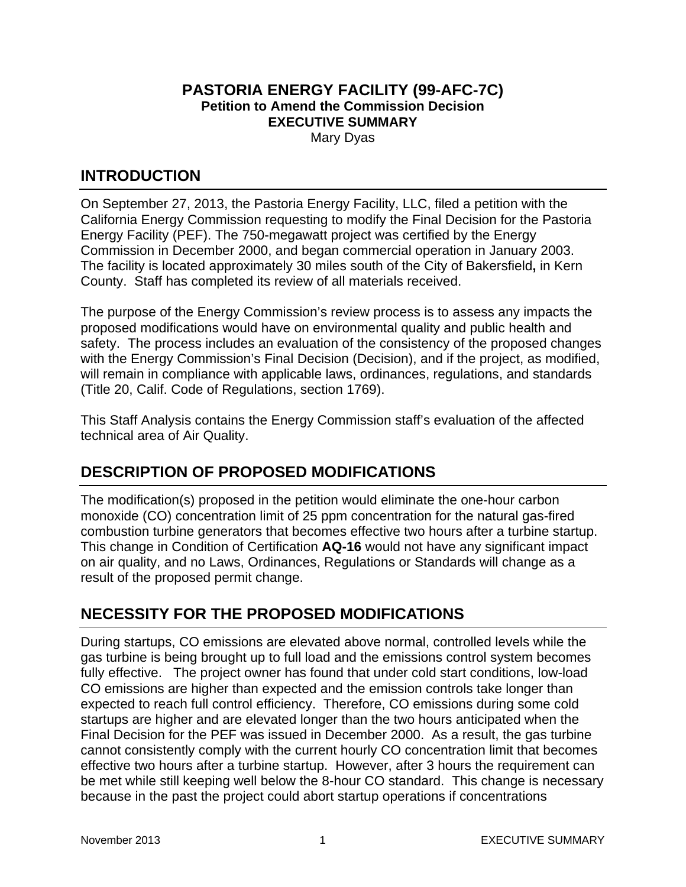**PASTORIA ENERGY FACILITY (99-AFC-7C)**
**Petition to Amend the Commission Decision**
**EXECUTIVE SUMMARY**
Mary Dyas

## INTRODUCTION

On September 27, 2013, the Pastoria Energy Facility, LLC, filed a petition with the California Energy Commission requesting to modify the Final Decision for the Pastoria Energy Facility (PEF). The 750-megawatt project was certified by the Energy Commission in December 2000, and began commercial operation in January 2003. The facility is located approximately 30 miles south of the City of Bakersfield**,** in Kern County. Staff has completed its review of all materials received.

The purpose of the Energy Commission's review process is to assess any impacts the proposed modifications would have on environmental quality and public health and safety. The process includes an evaluation of the consistency of the proposed changes with the Energy Commission's Final Decision (Decision), and if the project, as modified, will remain in compliance with applicable laws, ordinances, regulations, and standards (Title 20, Calif. Code of Regulations, section 1769).

This Staff Analysis contains the Energy Commission staff's evaluation of the affected technical area of Air Quality.

## DESCRIPTION OF PROPOSED MODIFICATIONS

The modification(s) proposed in the petition would eliminate the one-hour carbon monoxide (CO) concentration limit of 25 ppm concentration for the natural gas-fired combustion turbine generators that becomes effective two hours after a turbine startup. This change in Condition of Certification **AQ-16** would not have any significant impact on air quality, and no Laws, Ordinances, Regulations or Standards will change as a result of the proposed permit change.

## NECESSITY FOR THE PROPOSED MODIFICATIONS

During startups, CO emissions are elevated above normal, controlled levels while the gas turbine is being brought up to full load and the emissions control system becomes fully effective. The project owner has found that under cold start conditions, low-load CO emissions are higher than expected and the emission controls take longer than expected to reach full control efficiency. Therefore, CO emissions during some cold startups are higher and are elevated longer than the two hours anticipated when the Final Decision for the PEF was issued in December 2000. As a result, the gas turbine cannot consistently comply with the current hourly CO concentration limit that becomes effective two hours after a turbine startup. However, after 3 hours the requirement can be met while still keeping well below the 8-hour CO standard. This change is necessary because in the past the project could abort startup operations if concentrations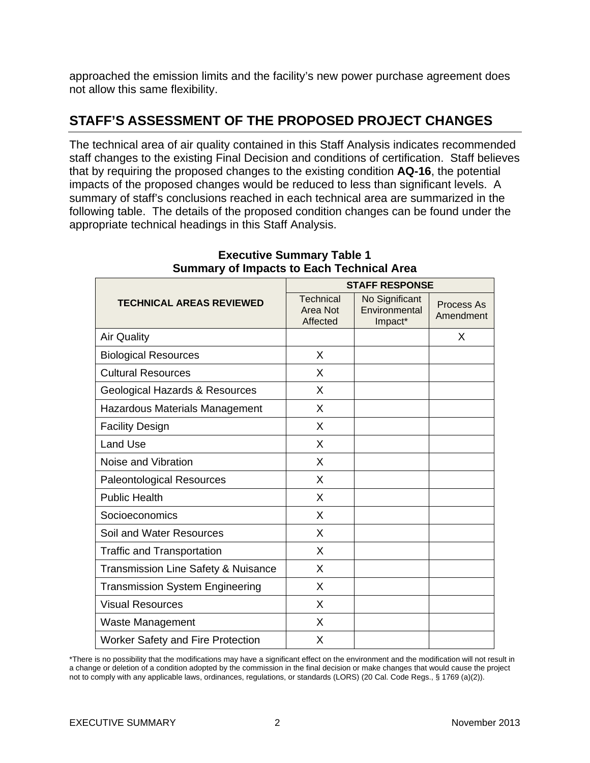approached the emission limits and the facility's new power purchase agreement does not allow this same flexibility.

## STAFF'S ASSESSMENT OF THE PROPOSED PROJECT CHANGES

The technical area of air quality contained in this Staff Analysis indicates recommended staff changes to the existing Final Decision and conditions of certification. Staff believes that by requiring the proposed changes to the existing condition **AQ-16**, the potential impacts of the proposed changes would be reduced to less than significant levels. A summary of staff's conclusions reached in each technical area are summarized in the following table. The details of the proposed condition changes can be found under the appropriate technical headings in this Staff Analysis.

**Executive Summary Table 1**
**Summary of Impacts to Each Technical Area**

| TECHNICAL AREAS REVIEWED | STAFF RESPONSE | | |
|---|---|---|---|
| | Technical Area Not Affected | No Significant Environmental Impact* | Process As Amendment |
| Air Quality | | | X |
| Biological Resources | X | | |
| Cultural Resources | X | | |
| Geological Hazards & Resources | X | | |
| Hazardous Materials Management | X | | |
| Facility Design | X | | |
| Land Use | X | | |
| Noise and Vibration | X | | |
| Paleontological Resources | X | | |
| Public Health | X | | |
| Socioeconomics | X | | |
| Soil and Water Resources | X | | |
| Traffic and Transportation | X | | |
| Transmission Line Safety & Nuisance | X | | |
| Transmission System Engineering | X | | |
| Visual Resources | X | | |
| Waste Management | X | | |
| Worker Safety and Fire Protection | X | | |

*There is no possibility that the modifications may have a significant effect on the environment and the modification will not result in a change or deletion of a condition adopted by the commission in the final decision or make changes that would cause the project not to comply with any applicable laws, ordinances, regulations, or standards (LORS) (20 Cal. Code Regs., § 1769 (a)(2)).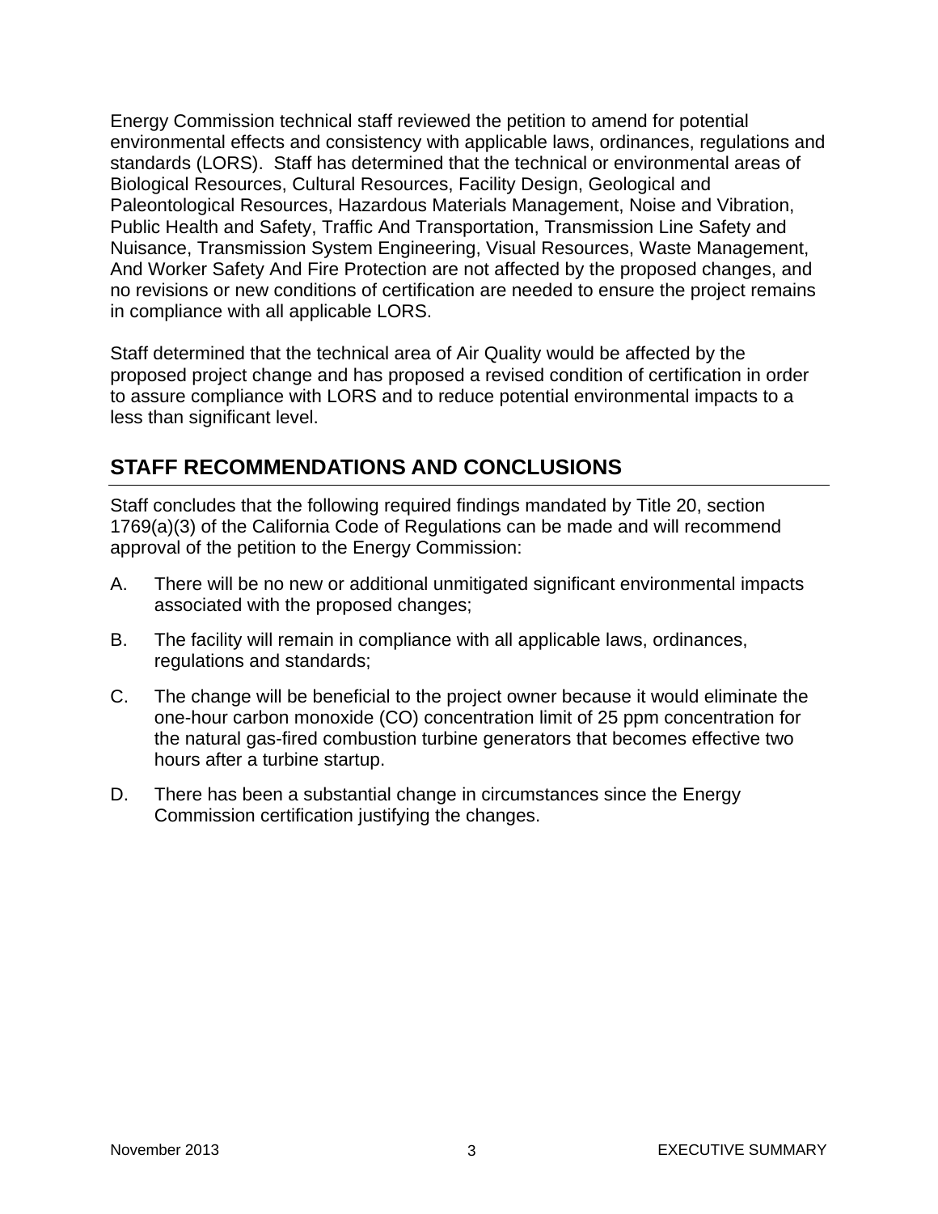Energy Commission technical staff reviewed the petition to amend for potential environmental effects and consistency with applicable laws, ordinances, regulations and standards (LORS). Staff has determined that the technical or environmental areas of Biological Resources, Cultural Resources, Facility Design, Geological and Paleontological Resources, Hazardous Materials Management, Noise and Vibration, Public Health and Safety, Traffic And Transportation, Transmission Line Safety and Nuisance, Transmission System Engineering, Visual Resources, Waste Management, And Worker Safety And Fire Protection are not affected by the proposed changes, and no revisions or new conditions of certification are needed to ensure the project remains in compliance with all applicable LORS.

Staff determined that the technical area of Air Quality would be affected by the proposed project change and has proposed a revised condition of certification in order to assure compliance with LORS and to reduce potential environmental impacts to a less than significant level.

## STAFF RECOMMENDATIONS AND CONCLUSIONS

Staff concludes that the following required findings mandated by Title 20, section 1769(a)(3) of the California Code of Regulations can be made and will recommend approval of the petition to the Energy Commission:

A. There will be no new or additional unmitigated significant environmental impacts associated with the proposed changes;

B. The facility will remain in compliance with all applicable laws, ordinances, regulations and standards;

C. The change will be beneficial to the project owner because it would eliminate the one-hour carbon monoxide (CO) concentration limit of 25 ppm concentration for the natural gas-fired combustion turbine generators that becomes effective two hours after a turbine startup.

D. There has been a substantial change in circumstances since the Energy Commission certification justifying the changes.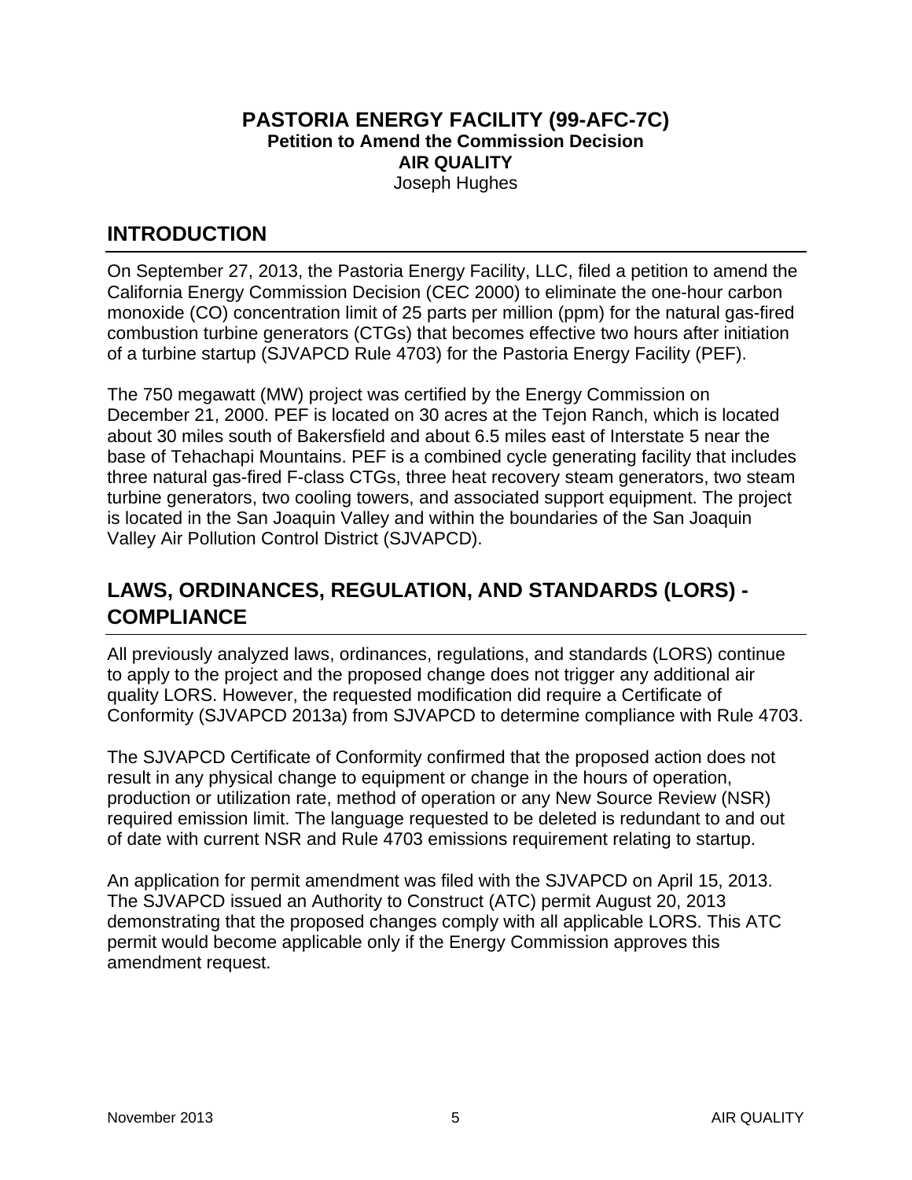# PASTORIA ENERGY FACILITY (99-AFC-7C)

**Petition to Amend the Commission Decision**

**AIR QUALITY**

Joseph Hughes

## INTRODUCTION

On September 27, 2013, the Pastoria Energy Facility, LLC, filed a petition to amend the California Energy Commission Decision (CEC 2000) to eliminate the one-hour carbon monoxide (CO) concentration limit of 25 parts per million (ppm) for the natural gas-fired combustion turbine generators (CTGs) that becomes effective two hours after initiation of a turbine startup (SJVAPCD Rule 4703) for the Pastoria Energy Facility (PEF).

The 750 megawatt (MW) project was certified by the Energy Commission on December 21, 2000. PEF is located on 30 acres at the Tejon Ranch, which is located about 30 miles south of Bakersfield and about 6.5 miles east of Interstate 5 near the base of Tehachapi Mountains. PEF is a combined cycle generating facility that includes three natural gas-fired F-class CTGs, three heat recovery steam generators, two steam turbine generators, two cooling towers, and associated support equipment. The project is located in the San Joaquin Valley and within the boundaries of the San Joaquin Valley Air Pollution Control District (SJVAPCD).

## LAWS, ORDINANCES, REGULATION, AND STANDARDS (LORS) - COMPLIANCE

All previously analyzed laws, ordinances, regulations, and standards (LORS) continue to apply to the project and the proposed change does not trigger any additional air quality LORS. However, the requested modification did require a Certificate of Conformity (SJVAPCD 2013a) from SJVAPCD to determine compliance with Rule 4703.

The SJVAPCD Certificate of Conformity confirmed that the proposed action does not result in any physical change to equipment or change in the hours of operation, production or utilization rate, method of operation or any New Source Review (NSR) required emission limit. The language requested to be deleted is redundant to and out of date with current NSR and Rule 4703 emissions requirement relating to startup.

An application for permit amendment was filed with the SJVAPCD on April 15, 2013. The SJVAPCD issued an Authority to Construct (ATC) permit August 20, 2013 demonstrating that the proposed changes comply with all applicable LORS. This ATC permit would become applicable only if the Energy Commission approves this amendment request.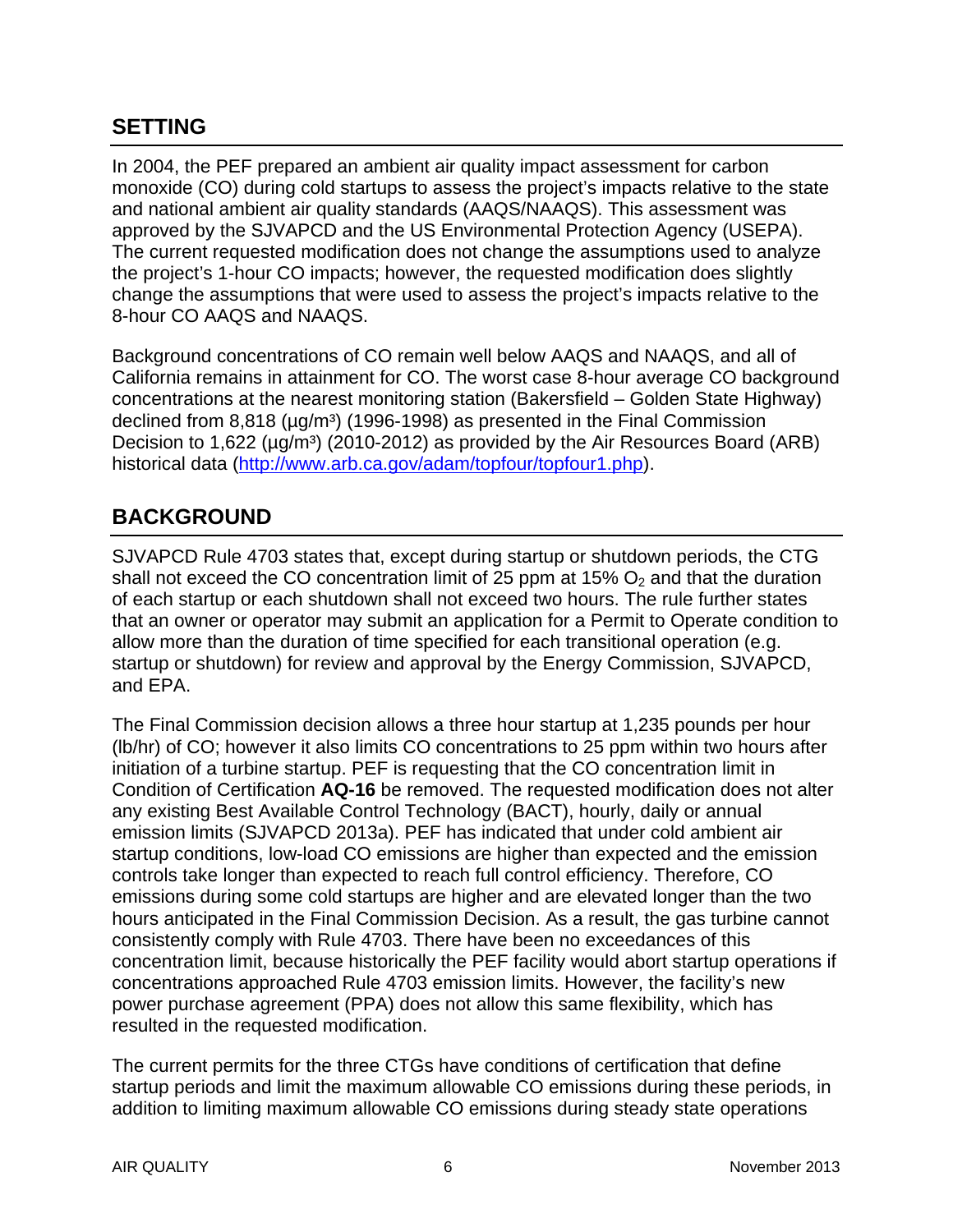## SETTING

In 2004, the PEF prepared an ambient air quality impact assessment for carbon monoxide (CO) during cold startups to assess the project's impacts relative to the state and national ambient air quality standards (AAQS/NAAQS). This assessment was approved by the SJVAPCD and the US Environmental Protection Agency (USEPA). The current requested modification does not change the assumptions used to analyze the project's 1-hour CO impacts; however, the requested modification does slightly change the assumptions that were used to assess the project's impacts relative to the 8-hour CO AAQS and NAAQS.

Background concentrations of CO remain well below AAQS and NAAQS, and all of California remains in attainment for CO. The worst case 8-hour average CO background concentrations at the nearest monitoring station (Bakersfield – Golden State Highway) declined from 8,818 ($\mu g/m^3$) (1996-1998) as presented in the Final Commission Decision to 1,622 ($\mu g/m^3$) (2010-2012) as provided by the Air Resources Board (ARB) historical data (http://www.arb.ca.gov/adam/topfour/topfour1.php).

## BACKGROUND

SJVAPCD Rule 4703 states that, except during startup or shutdown periods, the CTG shall not exceed the CO concentration limit of 25 ppm at 15% $O_2$ and that the duration of each startup or each shutdown shall not exceed two hours. The rule further states that an owner or operator may submit an application for a Permit to Operate condition to allow more than the duration of time specified for each transitional operation (e.g. startup or shutdown) for review and approval by the Energy Commission, SJVAPCD, and EPA.

The Final Commission decision allows a three hour startup at 1,235 pounds per hour (lb/hr) of CO; however it also limits CO concentrations to 25 ppm within two hours after initiation of a turbine startup. PEF is requesting that the CO concentration limit in Condition of Certification **AQ-16** be removed. The requested modification does not alter any existing Best Available Control Technology (BACT), hourly, daily or annual emission limits (SJVAPCD 2013a). PEF has indicated that under cold ambient air startup conditions, low-load CO emissions are higher than expected and the emission controls take longer than expected to reach full control efficiency. Therefore, CO emissions during some cold startups are higher and are elevated longer than the two hours anticipated in the Final Commission Decision. As a result, the gas turbine cannot consistently comply with Rule 4703. There have been no exceedances of this concentration limit, because historically the PEF facility would abort startup operations if concentrations approached Rule 4703 emission limits. However, the facility's new power purchase agreement (PPA) does not allow this same flexibility, which has resulted in the requested modification.

The current permits for the three CTGs have conditions of certification that define startup periods and limit the maximum allowable CO emissions during these periods, in addition to limiting maximum allowable CO emissions during steady state operations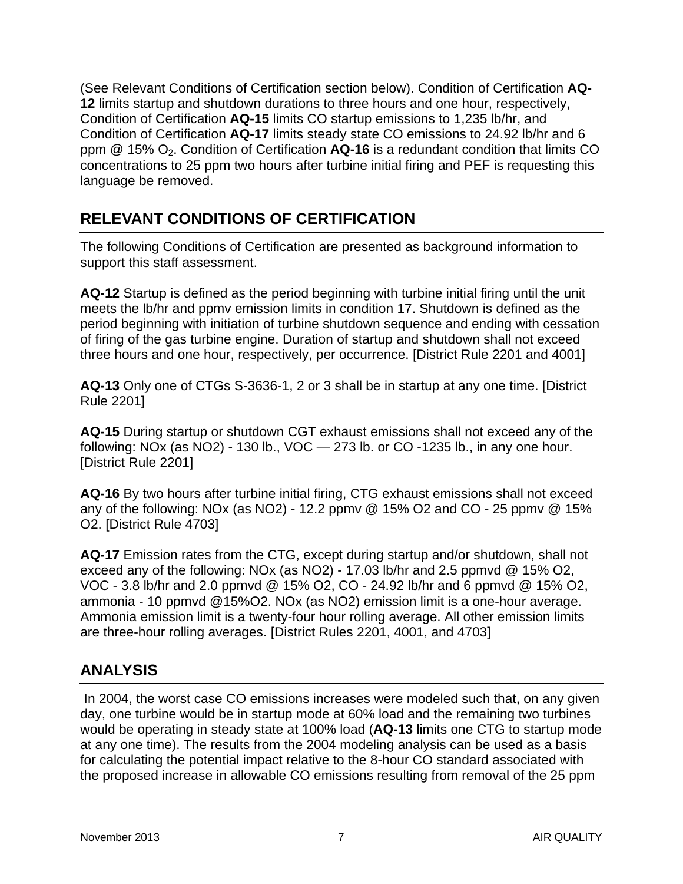(See Relevant Conditions of Certification section below). Condition of Certification **AQ-12** limits startup and shutdown durations to three hours and one hour, respectively, Condition of Certification **AQ-15** limits CO startup emissions to 1,235 lb/hr, and Condition of Certification **AQ-17** limits steady state CO emissions to 24.92 lb/hr and 6 ppm @ 15% $O_2$. Condition of Certification **AQ-16** is a redundant condition that limits CO concentrations to 25 ppm two hours after turbine initial firing and PEF is requesting this language be removed.

## RELEVANT CONDITIONS OF CERTIFICATION

The following Conditions of Certification are presented as background information to support this staff assessment.

**AQ-12** Startup is defined as the period beginning with turbine initial firing until the unit meets the lb/hr and ppmv emission limits in condition 17. Shutdown is defined as the period beginning with initiation of turbine shutdown sequence and ending with cessation of firing of the gas turbine engine. Duration of startup and shutdown shall not exceed three hours and one hour, respectively, per occurrence. [District Rule 2201 and 4001]

**AQ-13** Only one of CTGs S-3636-1, 2 or 3 shall be in startup at any one time. [District Rule 2201]

**AQ-15** During startup or shutdown CGT exhaust emissions shall not exceed any of the following: NOx (as NO2) - 130 lb., VOC — 273 lb. or CO -1235 lb., in any one hour. [District Rule 2201]

**AQ-16** By two hours after turbine initial firing, CTG exhaust emissions shall not exceed any of the following: NOx (as NO2) - 12.2 ppmv @ 15% O2 and CO - 25 ppmv @ 15% O2. [District Rule 4703]

**AQ-17** Emission rates from the CTG, except during startup and/or shutdown, shall not exceed any of the following: NOx (as NO2) - 17.03 lb/hr and 2.5 ppmvd @ 15% O2, VOC - 3.8 lb/hr and 2.0 ppmvd @ 15% O2, CO - 24.92 lb/hr and 6 ppmvd @ 15% O2, ammonia - 10 ppmvd @15%O2. NOx (as NO2) emission limit is a one-hour average. Ammonia emission limit is a twenty-four hour rolling average. All other emission limits are three-hour rolling averages. [District Rules 2201, 4001, and 4703]

## ANALYSIS

In 2004, the worst case CO emissions increases were modeled such that, on any given day, one turbine would be in startup mode at 60% load and the remaining two turbines would be operating in steady state at 100% load (**AQ-13** limits one CTG to startup mode at any one time). The results from the 2004 modeling analysis can be used as a basis for calculating the potential impact relative to the 8-hour CO standard associated with the proposed increase in allowable CO emissions resulting from removal of the 25 ppm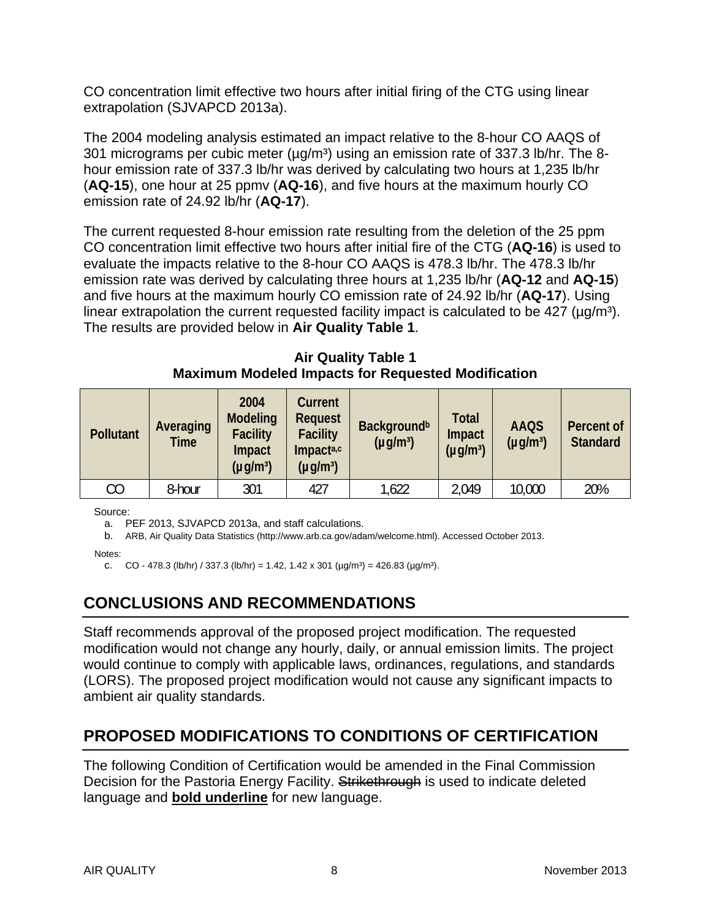CO concentration limit effective two hours after initial firing of the CTG using linear extrapolation (SJVAPCD 2013a).

The 2004 modeling analysis estimated an impact relative to the 8-hour CO AAQS of 301 micrograms per cubic meter (µg/m³) using an emission rate of 337.3 lb/hr. The 8-hour emission rate of 337.3 lb/hr was derived by calculating two hours at 1,235 lb/hr (**AQ-15**), one hour at 25 ppmv (**AQ-16**), and five hours at the maximum hourly CO emission rate of 24.92 lb/hr (**AQ-17**).

The current requested 8-hour emission rate resulting from the deletion of the 25 ppm CO concentration limit effective two hours after initial fire of the CTG (**AQ-16**) is used to evaluate the impacts relative to the 8-hour CO AAQS is 478.3 lb/hr. The 478.3 lb/hr emission rate was derived by calculating three hours at 1,235 lb/hr (**AQ-12** and **AQ-15**) and five hours at the maximum hourly CO emission rate of 24.92 lb/hr (**AQ-17**). Using linear extrapolation the current requested facility impact is calculated to be 427 (µg/m³). The results are provided below in **Air Quality Table 1**.

**Air Quality Table 1**
**Maximum Modeled Impacts for Requested Modification**

| Pollutant | Averaging Time | 2004 Modeling Facility Impact (µg/m³) | Current Request Facility Impact[a,c] (µg/m³) | Background[b] (µg/m³) | Total Impact (µg/m³) | AAQS (µg/m³) | Percent of Standard |
|---|---|---|---|---|---|---|---|
| CO | 8-hour | 301 | 427 | 1,622 | 2,049 | 10,000 | 20% |

Source:
a. PEF 2013, SJVAPCD 2013a, and staff calculations.
b. ARB, Air Quality Data Statistics (http://www.arb.ca.gov/adam/welcome.html). Accessed October 2013.

Notes:
c. CO - 478.3 (lb/hr) / 337.3 (lb/hr) = 1.42, 1.42 x 301 (µg/m³) = 426.83 (µg/m³).

## CONCLUSIONS AND RECOMMENDATIONS

Staff recommends approval of the proposed project modification. The requested modification would not change any hourly, daily, or annual emission limits. The project would continue to comply with applicable laws, ordinances, regulations, and standards (LORS). The proposed project modification would not cause any significant impacts to ambient air quality standards.

## PROPOSED MODIFICATIONS TO CONDITIONS OF CERTIFICATION

The following Condition of Certification would be amended in the Final Commission Decision for the Pastoria Energy Facility. ~~Strikethrough~~ is used to indicate deleted language and **<u>bold underline</u>** for new language.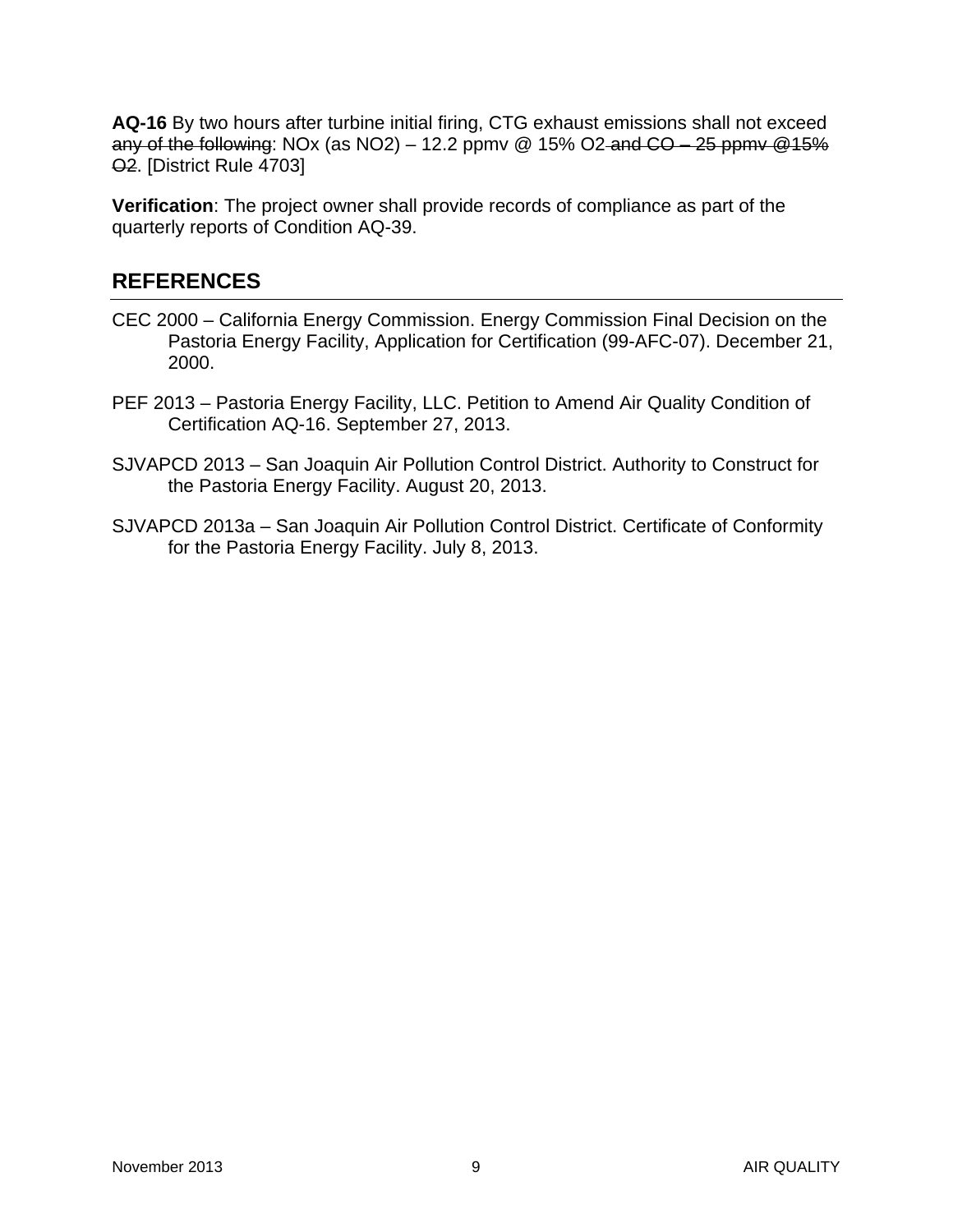**AQ-16** By two hours after turbine initial firing, CTG exhaust emissions shall not exceed ~~any of the following~~: NOx (as $NO_2$) – 12.2 ppmv @ 15% $O_2$ ~~and CO – 25 ppmv @15% $O_2$~~. [District Rule 4703]

**Verification**: The project owner shall provide records of compliance as part of the quarterly reports of Condition AQ-39.

## REFERENCES

CEC 2000 – California Energy Commission. Energy Commission Final Decision on the Pastoria Energy Facility, Application for Certification (99-AFC-07). December 21, 2000.

PEF 2013 – Pastoria Energy Facility, LLC. Petition to Amend Air Quality Condition of Certification AQ-16. September 27, 2013.

SJVAPCD 2013 – San Joaquin Air Pollution Control District. Authority to Construct for the Pastoria Energy Facility. August 20, 2013.

SJVAPCD 2013a – San Joaquin Air Pollution Control District. Certificate of Conformity for the Pastoria Energy Facility. July 8, 2013.